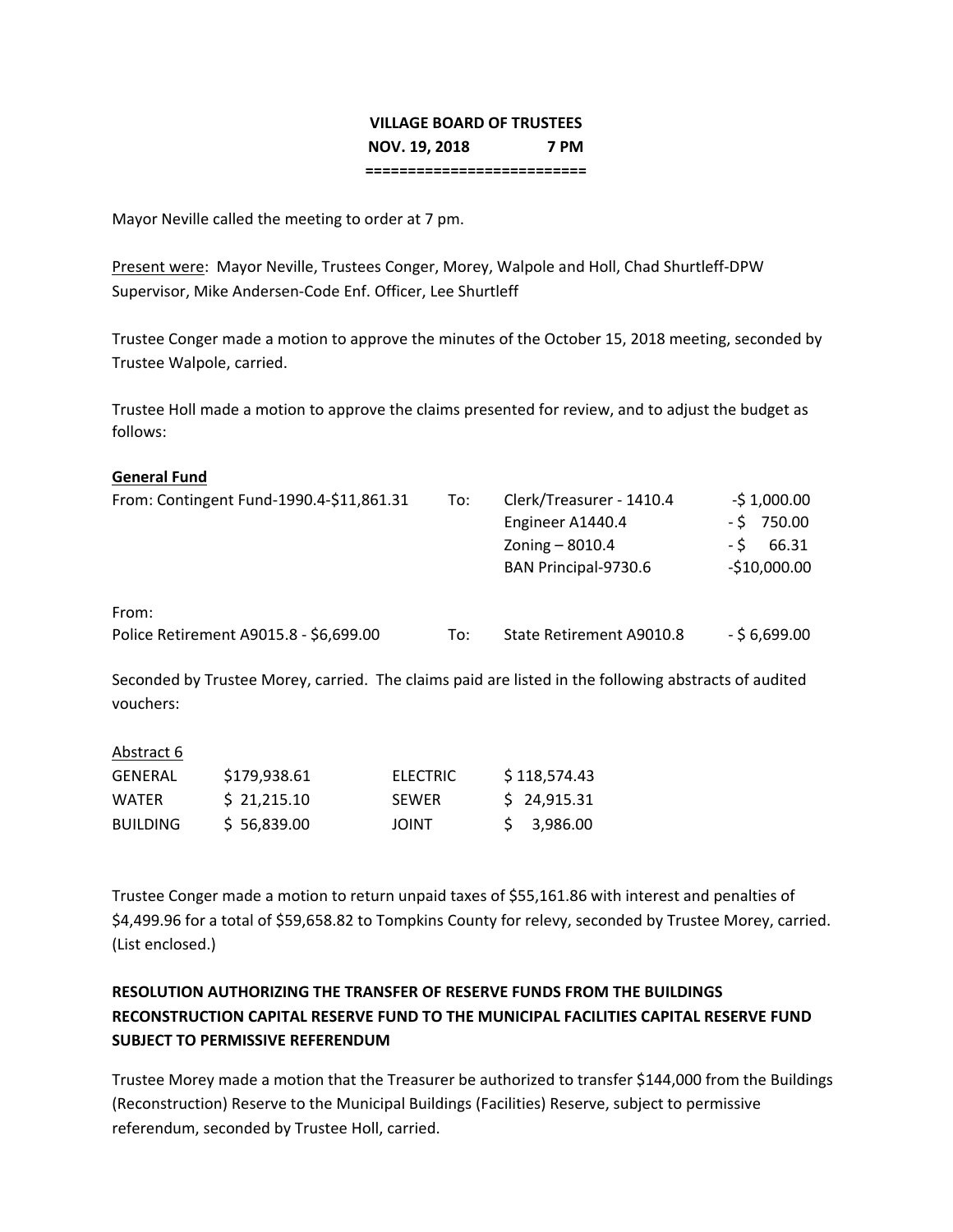# VILLAGE BOARD OF TRUSTEES

**NOV. 19, 2018 7 PM**

**=========================**

Mayor Neville called the meeting to order at 7 pm.

Present were: Mayor Neville, Trustees Conger, Morey, Walpole and Holl, Chad Shurtleff-DPW Supervisor, Mike Andersen-Code Enf. Officer, Lee Shurtleff

Trustee Conger made a motion to approve the minutes of the October 15, 2018 meeting, seconded by Trustee Walpole, carried.

Trustee Holl made a motion to approve the claims presented for review, and to adjust the budget as follows:

**General Fund**

| | | | |
|---|---|---|---|
| From: Contingent Fund-1990.4-$11,861.31 | To: | Clerk/Treasurer - 1410.4 | -$ 1,000.00 |
| | | Engineer A1440.4 | - $ 750.00 |
| | | Zoning – 8010.4 | - $ 66.31 |
| | | BAN Principal-9730.6 | -$10,000.00 |
| From: Police Retirement A9015.8 - $6,699.00 | To: | State Retirement A9010.8 | - $ 6,699.00 |

Seconded by Trustee Morey, carried. The claims paid are listed in the following abstracts of audited vouchers:

Abstract 6

| | | | |
|---|---|---|---|
| GENERAL | $179,938.61 | ELECTRIC | $ 118,574.43 |
| WATER | $ 21,215.10 | SEWER | $ 24,915.31 |
| BUILDING | $ 56,839.00 | JOINT | $ 3,986.00 |

Trustee Conger made a motion to return unpaid taxes of $55,161.86 with interest and penalties of $4,499.96 for a total of $59,658.82 to Tompkins County for relevy, seconded by Trustee Morey, carried. (List enclosed.)

**RESOLUTION AUTHORIZING THE TRANSFER OF RESERVE FUNDS FROM THE BUILDINGS RECONSTRUCTION CAPITAL RESERVE FUND TO THE MUNICIPAL FACILITIES CAPITAL RESERVE FUND SUBJECT TO PERMISSIVE REFERENDUM**

Trustee Morey made a motion that the Treasurer be authorized to transfer $144,000 from the Buildings (Reconstruction) Reserve to the Municipal Buildings (Facilities) Reserve, subject to permissive referendum, seconded by Trustee Holl, carried.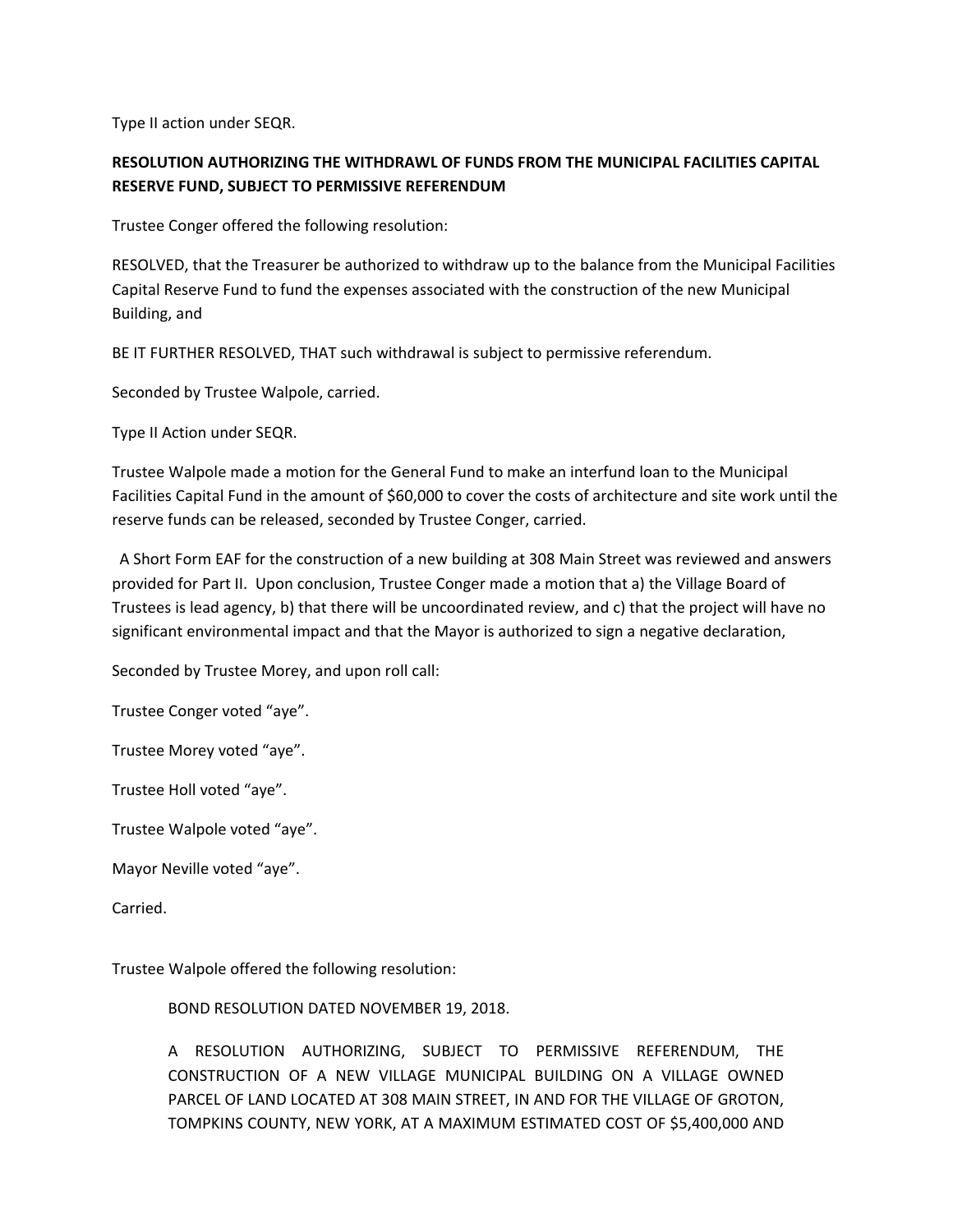Type II action under SEQR.

**RESOLUTION AUTHORIZING THE WITHDRAWL OF FUNDS FROM THE MUNICIPAL FACILITIES CAPITAL RESERVE FUND, SUBJECT TO PERMISSIVE REFERENDUM**

Trustee Conger offered the following resolution:

RESOLVED, that the Treasurer be authorized to withdraw up to the balance from the Municipal Facilities Capital Reserve Fund to fund the expenses associated with the construction of the new Municipal Building, and

BE IT FURTHER RESOLVED, THAT such withdrawal is subject to permissive referendum.

Seconded by Trustee Walpole, carried.

Type II Action under SEQR.

Trustee Walpole made a motion for the General Fund to make an interfund loan to the Municipal Facilities Capital Fund in the amount of $60,000 to cover the costs of architecture and site work until the reserve funds can be released, seconded by Trustee Conger, carried.

A Short Form EAF for the construction of a new building at 308 Main Street was reviewed and answers provided for Part II. Upon conclusion, Trustee Conger made a motion that a) the Village Board of Trustees is lead agency, b) that there will be uncoordinated review, and c) that the project will have no significant environmental impact and that the Mayor is authorized to sign a negative declaration,

Seconded by Trustee Morey, and upon roll call:

Trustee Conger voted "aye".

Trustee Morey voted "aye".

Trustee Holl voted "aye".

Trustee Walpole voted "aye".

Mayor Neville voted "aye".

Carried.

Trustee Walpole offered the following resolution:

BOND RESOLUTION DATED NOVEMBER 19, 2018.

A RESOLUTION AUTHORIZING, SUBJECT TO PERMISSIVE REFERENDUM, THE CONSTRUCTION OF A NEW VILLAGE MUNICIPAL BUILDING ON A VILLAGE OWNED PARCEL OF LAND LOCATED AT 308 MAIN STREET, IN AND FOR THE VILLAGE OF GROTON, TOMPKINS COUNTY, NEW YORK, AT A MAXIMUM ESTIMATED COST OF $5,400,000 AND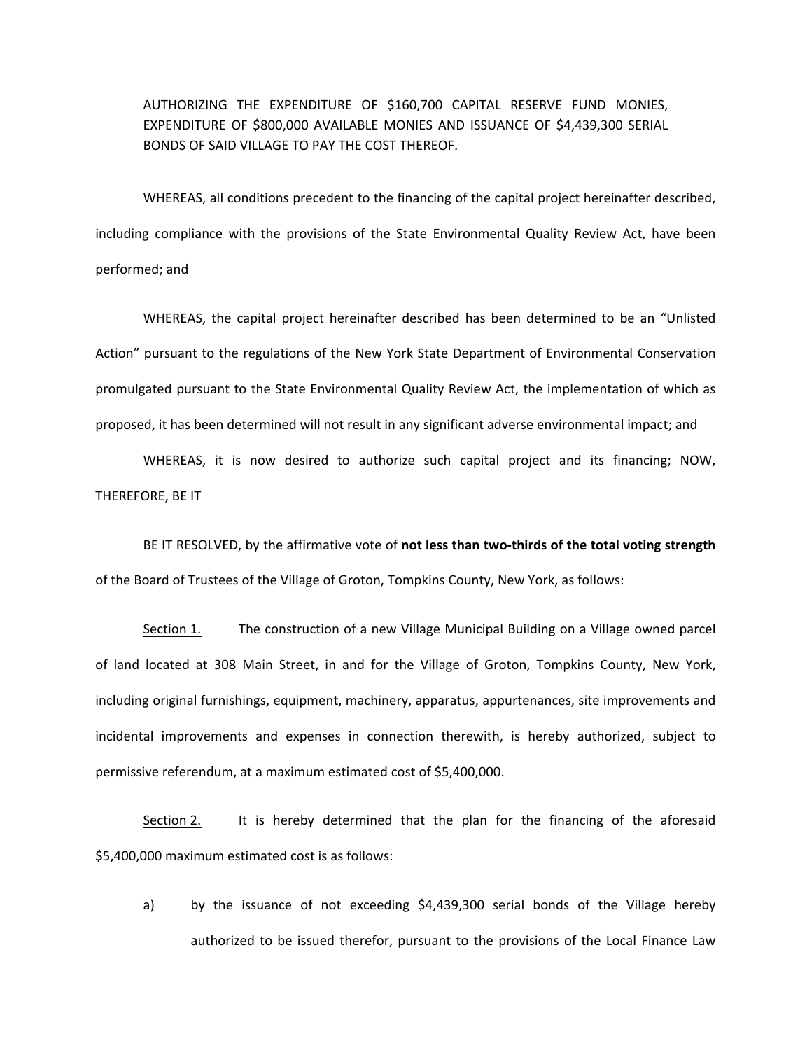AUTHORIZING THE EXPENDITURE OF $160,700 CAPITAL RESERVE FUND MONIES, EXPENDITURE OF $800,000 AVAILABLE MONIES AND ISSUANCE OF $4,439,300 SERIAL BONDS OF SAID VILLAGE TO PAY THE COST THEREOF.

WHEREAS, all conditions precedent to the financing of the capital project hereinafter described, including compliance with the provisions of the State Environmental Quality Review Act, have been performed; and

WHEREAS, the capital project hereinafter described has been determined to be an "Unlisted Action" pursuant to the regulations of the New York State Department of Environmental Conservation promulgated pursuant to the State Environmental Quality Review Act, the implementation of which as proposed, it has been determined will not result in any significant adverse environmental impact; and

WHEREAS, it is now desired to authorize such capital project and its financing; NOW, THEREFORE, BE IT

BE IT RESOLVED, by the affirmative vote of **not less than two-thirds of the total voting strength** of the Board of Trustees of the Village of Groton, Tompkins County, New York, as follows:

Section 1. The construction of a new Village Municipal Building on a Village owned parcel of land located at 308 Main Street, in and for the Village of Groton, Tompkins County, New York, including original furnishings, equipment, machinery, apparatus, appurtenances, site improvements and incidental improvements and expenses in connection therewith, is hereby authorized, subject to permissive referendum, at a maximum estimated cost of $5,400,000.

Section 2. It is hereby determined that the plan for the financing of the aforesaid $5,400,000 maximum estimated cost is as follows:

a) by the issuance of not exceeding $4,439,300 serial bonds of the Village hereby authorized to be issued therefor, pursuant to the provisions of the Local Finance Law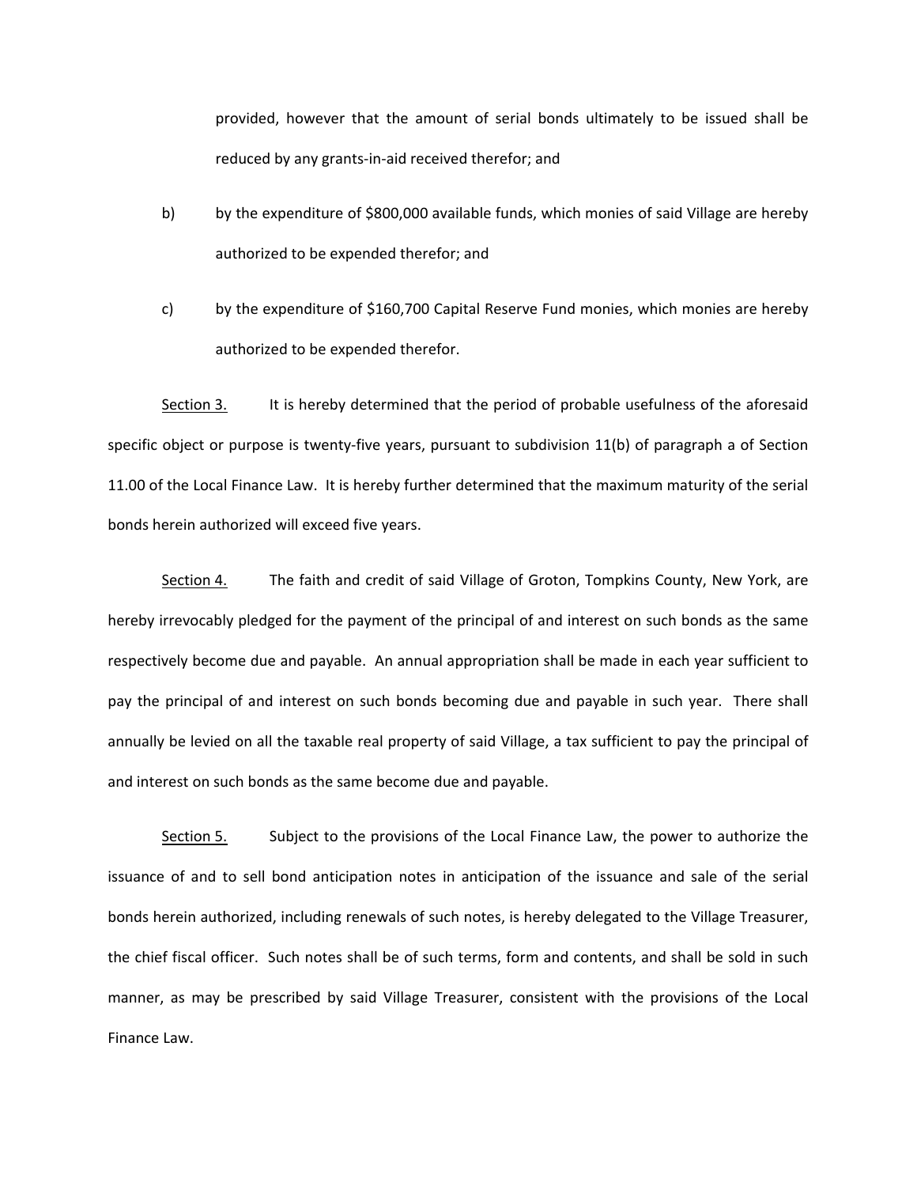provided, however that the amount of serial bonds ultimately to be issued shall be reduced by any grants-in-aid received therefor; and

b) by the expenditure of $800,000 available funds, which monies of said Village are hereby authorized to be expended therefor; and

c) by the expenditure of $160,700 Capital Reserve Fund monies, which monies are hereby authorized to be expended therefor.

<u>Section 3.</u> It is hereby determined that the period of probable usefulness of the aforesaid specific object or purpose is twenty-five years, pursuant to subdivision 11(b) of paragraph a of Section 11.00 of the Local Finance Law. It is hereby further determined that the maximum maturity of the serial bonds herein authorized will exceed five years.

<u>Section 4.</u> The faith and credit of said Village of Groton, Tompkins County, New York, are hereby irrevocably pledged for the payment of the principal of and interest on such bonds as the same respectively become due and payable. An annual appropriation shall be made in each year sufficient to pay the principal of and interest on such bonds becoming due and payable in such year. There shall annually be levied on all the taxable real property of said Village, a tax sufficient to pay the principal of and interest on such bonds as the same become due and payable.

<u>Section 5.</u> Subject to the provisions of the Local Finance Law, the power to authorize the issuance of and to sell bond anticipation notes in anticipation of the issuance and sale of the serial bonds herein authorized, including renewals of such notes, is hereby delegated to the Village Treasurer, the chief fiscal officer. Such notes shall be of such terms, form and contents, and shall be sold in such manner, as may be prescribed by said Village Treasurer, consistent with the provisions of the Local Finance Law.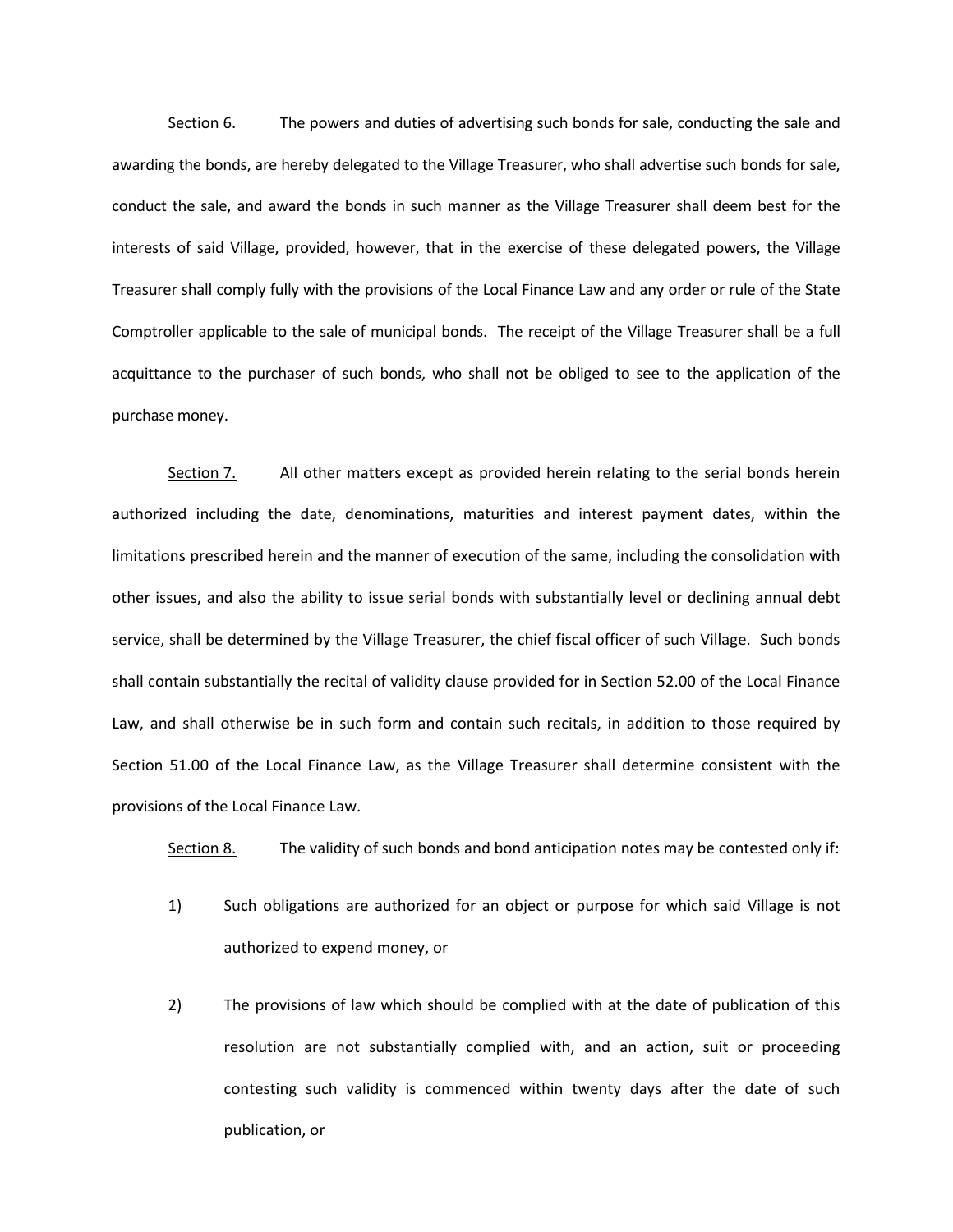<u>Section 6.</u> The powers and duties of advertising such bonds for sale, conducting the sale and awarding the bonds, are hereby delegated to the Village Treasurer, who shall advertise such bonds for sale, conduct the sale, and award the bonds in such manner as the Village Treasurer shall deem best for the interests of said Village, provided, however, that in the exercise of these delegated powers, the Village Treasurer shall comply fully with the provisions of the Local Finance Law and any order or rule of the State Comptroller applicable to the sale of municipal bonds. The receipt of the Village Treasurer shall be a full acquittance to the purchaser of such bonds, who shall not be obliged to see to the application of the purchase money.

<u>Section 7.</u> All other matters except as provided herein relating to the serial bonds herein authorized including the date, denominations, maturities and interest payment dates, within the limitations prescribed herein and the manner of execution of the same, including the consolidation with other issues, and also the ability to issue serial bonds with substantially level or declining annual debt service, shall be determined by the Village Treasurer, the chief fiscal officer of such Village. Such bonds shall contain substantially the recital of validity clause provided for in Section 52.00 of the Local Finance Law, and shall otherwise be in such form and contain such recitals, in addition to those required by Section 51.00 of the Local Finance Law, as the Village Treasurer shall determine consistent with the provisions of the Local Finance Law.

<u>Section 8.</u> The validity of such bonds and bond anticipation notes may be contested only if:

1) Such obligations are authorized for an object or purpose for which said Village is not authorized to expend money, or

2) The provisions of law which should be complied with at the date of publication of this resolution are not substantially complied with, and an action, suit or proceeding contesting such validity is commenced within twenty days after the date of such publication, or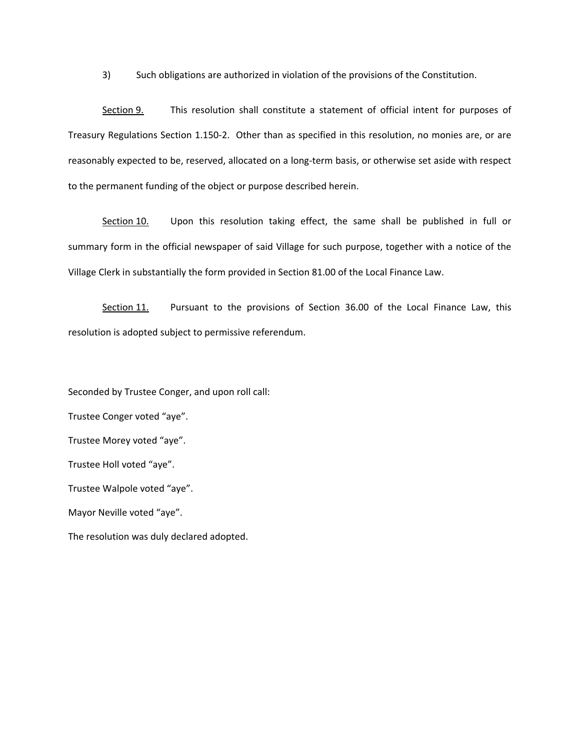3) Such obligations are authorized in violation of the provisions of the Constitution.

<u>Section 9.</u> This resolution shall constitute a statement of official intent for purposes of Treasury Regulations Section 1.150-2. Other than as specified in this resolution, no monies are, or are reasonably expected to be, reserved, allocated on a long-term basis, or otherwise set aside with respect to the permanent funding of the object or purpose described herein.

<u>Section 10.</u> Upon this resolution taking effect, the same shall be published in full or summary form in the official newspaper of said Village for such purpose, together with a notice of the Village Clerk in substantially the form provided in Section 81.00 of the Local Finance Law.

<u>Section 11.</u> Pursuant to the provisions of Section 36.00 of the Local Finance Law, this resolution is adopted subject to permissive referendum.

Seconded by Trustee Conger, and upon roll call:

Trustee Conger voted "aye".

Trustee Morey voted "aye".

Trustee Holl voted "aye".

Trustee Walpole voted "aye".

Mayor Neville voted "aye".

The resolution was duly declared adopted.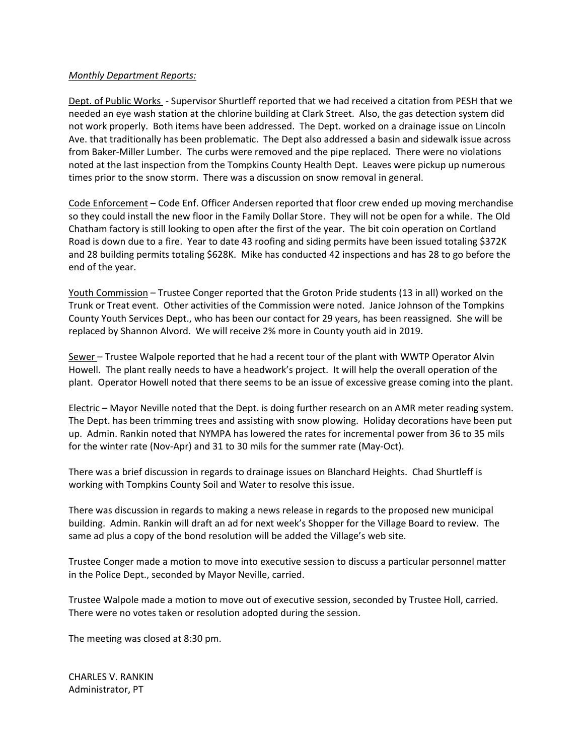*Monthly Department Reports:*

Dept. of Public Works - Supervisor Shurtleff reported that we had received a citation from PESH that we needed an eye wash station at the chlorine building at Clark Street. Also, the gas detection system did not work properly. Both items have been addressed. The Dept. worked on a drainage issue on Lincoln Ave. that traditionally has been problematic. The Dept also addressed a basin and sidewalk issue across from Baker-Miller Lumber. The curbs were removed and the pipe replaced. There were no violations noted at the last inspection from the Tompkins County Health Dept. Leaves were pickup up numerous times prior to the snow storm. There was a discussion on snow removal in general.

Code Enforcement – Code Enf. Officer Andersen reported that floor crew ended up moving merchandise so they could install the new floor in the Family Dollar Store. They will not be open for a while. The Old Chatham factory is still looking to open after the first of the year. The bit coin operation on Cortland Road is down due to a fire. Year to date 43 roofing and siding permits have been issued totaling $372K and 28 building permits totaling $628K. Mike has conducted 42 inspections and has 28 to go before the end of the year.

Youth Commission – Trustee Conger reported that the Groton Pride students (13 in all) worked on the Trunk or Treat event. Other activities of the Commission were noted. Janice Johnson of the Tompkins County Youth Services Dept., who has been our contact for 29 years, has been reassigned. She will be replaced by Shannon Alvord. We will receive 2% more in County youth aid in 2019.

Sewer – Trustee Walpole reported that he had a recent tour of the plant with WWTP Operator Alvin Howell. The plant really needs to have a headwork's project. It will help the overall operation of the plant. Operator Howell noted that there seems to be an issue of excessive grease coming into the plant.

Electric – Mayor Neville noted that the Dept. is doing further research on an AMR meter reading system. The Dept. has been trimming trees and assisting with snow plowing. Holiday decorations have been put up. Admin. Rankin noted that NYMPA has lowered the rates for incremental power from 36 to 35 mils for the winter rate (Nov-Apr) and 31 to 30 mils for the summer rate (May-Oct).

There was a brief discussion in regards to drainage issues on Blanchard Heights. Chad Shurtleff is working with Tompkins County Soil and Water to resolve this issue.

There was discussion in regards to making a news release in regards to the proposed new municipal building. Admin. Rankin will draft an ad for next week's Shopper for the Village Board to review. The same ad plus a copy of the bond resolution will be added the Village's web site.

Trustee Conger made a motion to move into executive session to discuss a particular personnel matter in the Police Dept., seconded by Mayor Neville, carried.

Trustee Walpole made a motion to move out of executive session, seconded by Trustee Holl, carried. There were no votes taken or resolution adopted during the session.

The meeting was closed at 8:30 pm.

CHARLES V. RANKIN
Administrator, PT